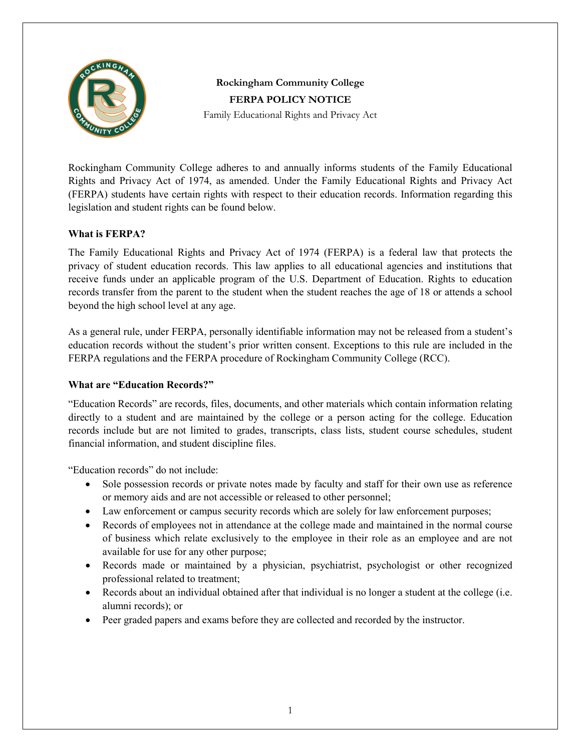**Rockingham Community College**

**FERPA POLICY NOTICE**

Family Educational Rights and Privacy Act

Rockingham Community College adheres to and annually informs students of the Family Educational Rights and Privacy Act of 1974, as amended. Under the Family Educational Rights and Privacy Act (FERPA) students have certain rights with respect to their education records. Information regarding this legislation and student rights can be found below.

**What is FERPA?**

The Family Educational Rights and Privacy Act of 1974 (FERPA) is a federal law that protects the privacy of student education records. This law applies to all educational agencies and institutions that receive funds under an applicable program of the U.S. Department of Education. Rights to education records transfer from the parent to the student when the student reaches the age of 18 or attends a school beyond the high school level at any age.

As a general rule, under FERPA, personally identifiable information may not be released from a student's education records without the student's prior written consent. Exceptions to this rule are included in the FERPA regulations and the FERPA procedure of Rockingham Community College (RCC).

**What are "Education Records?"**

"Education Records" are records, files, documents, and other materials which contain information relating directly to a student and are maintained by the college or a person acting for the college. Education records include but are not limited to grades, transcripts, class lists, student course schedules, student financial information, and student discipline files.

"Education records" do not include:

- Sole possession records or private notes made by faculty and staff for their own use as reference or memory aids and are not accessible or released to other personnel;
- Law enforcement or campus security records which are solely for law enforcement purposes;
- Records of employees not in attendance at the college made and maintained in the normal course of business which relate exclusively to the employee in their role as an employee and are not available for use for any other purpose;
- Records made or maintained by a physician, psychiatrist, psychologist or other recognized professional related to treatment;
- Records about an individual obtained after that individual is no longer a student at the college (i.e. alumni records); or
- Peer graded papers and exams before they are collected and recorded by the instructor.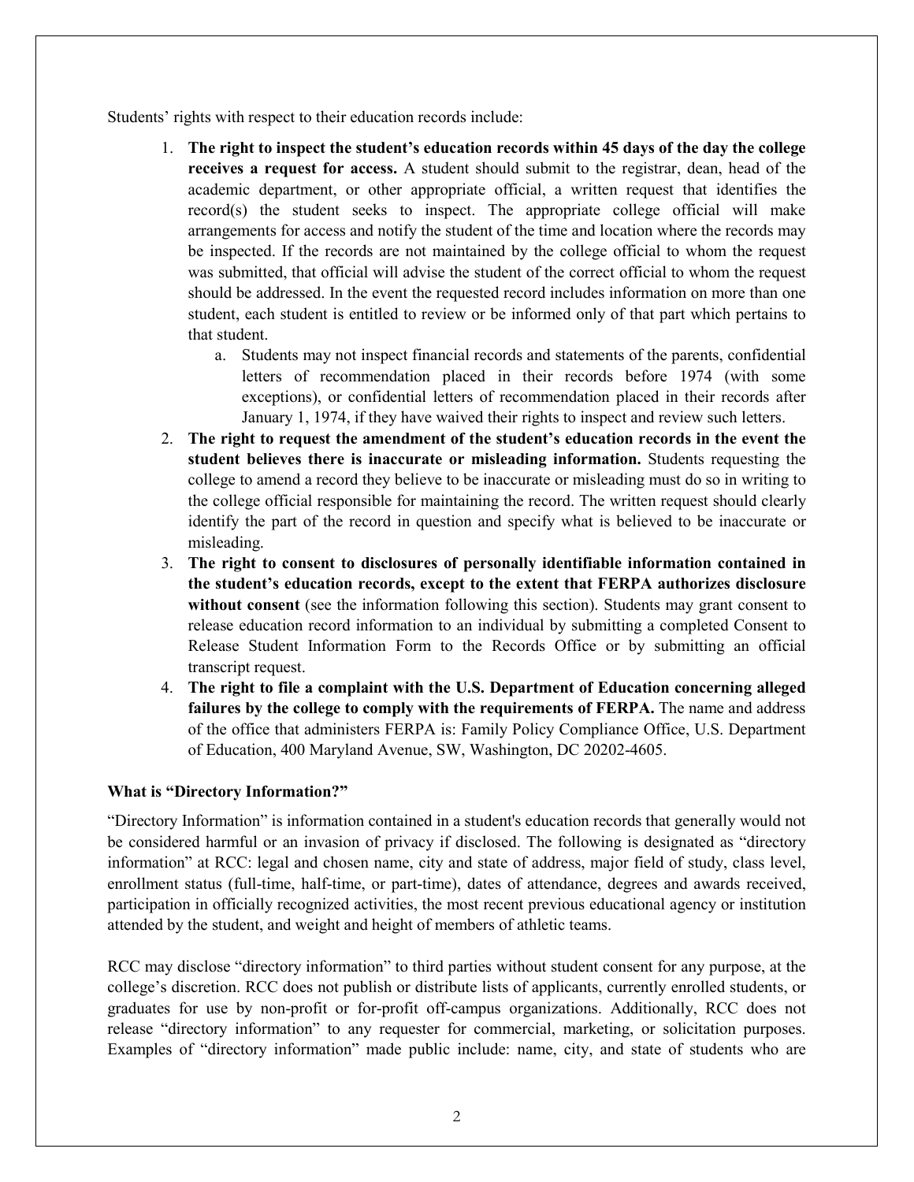Students' rights with respect to their education records include:

1. **The right to inspect the student's education records within 45 days of the day the college receives a request for access.** A student should submit to the registrar, dean, head of the academic department, or other appropriate official, a written request that identifies the record(s) the student seeks to inspect. The appropriate college official will make arrangements for access and notify the student of the time and location where the records may be inspected. If the records are not maintained by the college official to whom the request was submitted, that official will advise the student of the correct official to whom the request should be addressed. In the event the requested record includes information on more than one student, each student is entitled to review or be informed only of that part which pertains to that student.
    a. Students may not inspect financial records and statements of the parents, confidential letters of recommendation placed in their records before 1974 (with some exceptions), or confidential letters of recommendation placed in their records after January 1, 1974, if they have waived their rights to inspect and review such letters.
2. **The right to request the amendment of the student's education records in the event the student believes there is inaccurate or misleading information.** Students requesting the college to amend a record they believe to be inaccurate or misleading must do so in writing to the college official responsible for maintaining the record. The written request should clearly identify the part of the record in question and specify what is believed to be inaccurate or misleading.
3. **The right to consent to disclosures of personally identifiable information contained in the student's education records, except to the extent that FERPA authorizes disclosure without consent** (see the information following this section). Students may grant consent to release education record information to an individual by submitting a completed Consent to Release Student Information Form to the Records Office or by submitting an official transcript request.
4. **The right to file a complaint with the U.S. Department of Education concerning alleged failures by the college to comply with the requirements of FERPA.** The name and address of the office that administers FERPA is: Family Policy Compliance Office, U.S. Department of Education, 400 Maryland Avenue, SW, Washington, DC 20202-4605.

**What is "Directory Information?"**

"Directory Information" is information contained in a student's education records that generally would not be considered harmful or an invasion of privacy if disclosed. The following is designated as "directory information" at RCC: legal and chosen name, city and state of address, major field of study, class level, enrollment status (full-time, half-time, or part-time), dates of attendance, degrees and awards received, participation in officially recognized activities, the most recent previous educational agency or institution attended by the student, and weight and height of members of athletic teams.

RCC may disclose "directory information" to third parties without student consent for any purpose, at the college's discretion. RCC does not publish or distribute lists of applicants, currently enrolled students, or graduates for use by non-profit or for-profit off-campus organizations. Additionally, RCC does not release "directory information" to any requester for commercial, marketing, or solicitation purposes. Examples of "directory information" made public include: name, city, and state of students who are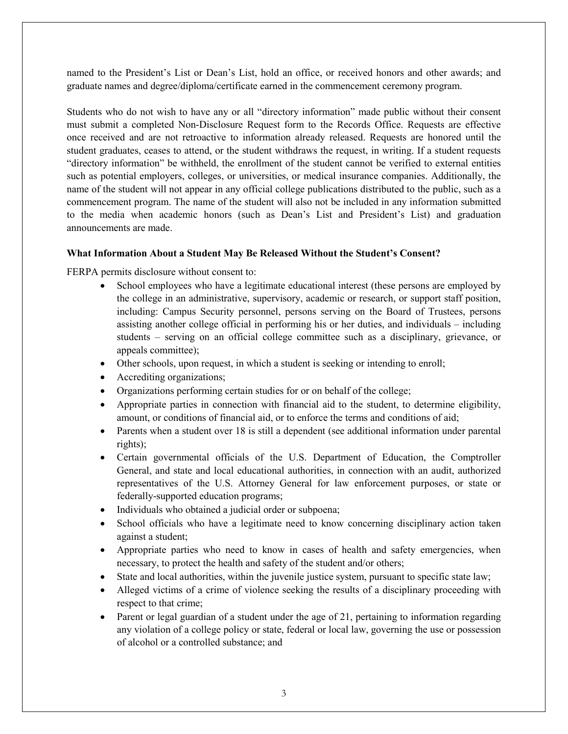named to the President's List or Dean's List, hold an office, or received honors and other awards; and graduate names and degree/diploma/certificate earned in the commencement ceremony program.

Students who do not wish to have any or all "directory information" made public without their consent must submit a completed Non-Disclosure Request form to the Records Office. Requests are effective once received and are not retroactive to information already released. Requests are honored until the student graduates, ceases to attend, or the student withdraws the request, in writing. If a student requests "directory information" be withheld, the enrollment of the student cannot be verified to external entities such as potential employers, colleges, or universities, or medical insurance companies. Additionally, the name of the student will not appear in any official college publications distributed to the public, such as a commencement program. The name of the student will also not be included in any information submitted to the media when academic honors (such as Dean's List and President's List) and graduation announcements are made.

**What Information About a Student May Be Released Without the Student's Consent?**

FERPA permits disclosure without consent to:

- School employees who have a legitimate educational interest (these persons are employed by the college in an administrative, supervisory, academic or research, or support staff position, including: Campus Security personnel, persons serving on the Board of Trustees, persons assisting another college official in performing his or her duties, and individuals – including students – serving on an official college committee such as a disciplinary, grievance, or appeals committee);
- Other schools, upon request, in which a student is seeking or intending to enroll;
- Accrediting organizations;
- Organizations performing certain studies for or on behalf of the college;
- Appropriate parties in connection with financial aid to the student, to determine eligibility, amount, or conditions of financial aid, or to enforce the terms and conditions of aid;
- Parents when a student over 18 is still a dependent (see additional information under parental rights);
- Certain governmental officials of the U.S. Department of Education, the Comptroller General, and state and local educational authorities, in connection with an audit, authorized representatives of the U.S. Attorney General for law enforcement purposes, or state or federally-supported education programs;
- Individuals who obtained a judicial order or subpoena;
- School officials who have a legitimate need to know concerning disciplinary action taken against a student;
- Appropriate parties who need to know in cases of health and safety emergencies, when necessary, to protect the health and safety of the student and/or others;
- State and local authorities, within the juvenile justice system, pursuant to specific state law;
- Alleged victims of a crime of violence seeking the results of a disciplinary proceeding with respect to that crime;
- Parent or legal guardian of a student under the age of 21, pertaining to information regarding any violation of a college policy or state, federal or local law, governing the use or possession of alcohol or a controlled substance; and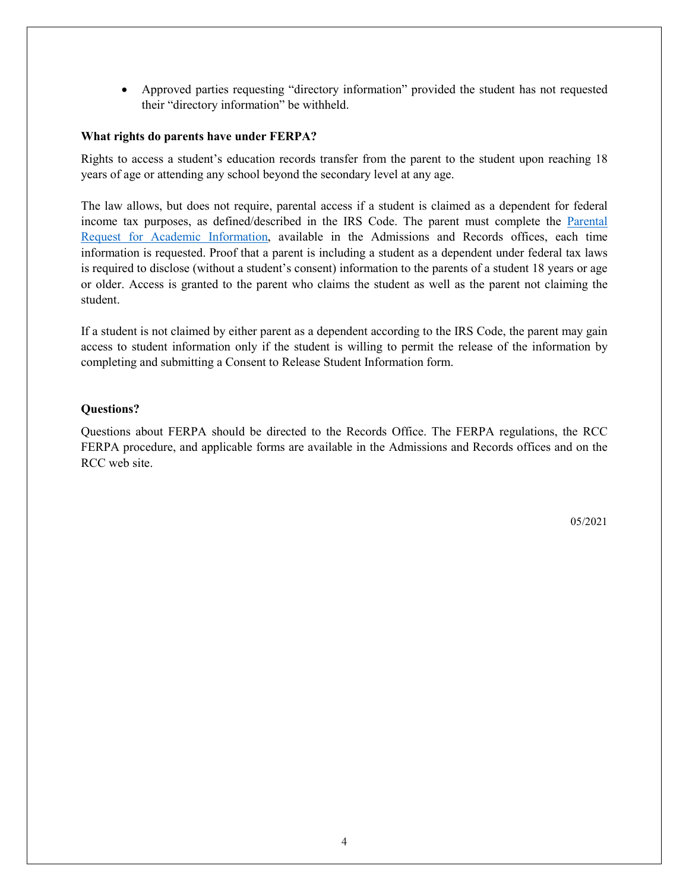- Approved parties requesting "directory information" provided the student has not requested their "directory information" be withheld.

**What rights do parents have under FERPA?**

Rights to access a student's education records transfer from the parent to the student upon reaching 18 years of age or attending any school beyond the secondary level at any age.

The law allows, but does not require, parental access if a student is claimed as a dependent for federal income tax purposes, as defined/described in the IRS Code. The parent must complete the Parental Request for Academic Information, available in the Admissions and Records offices, each time information is requested. Proof that a parent is including a student as a dependent under federal tax laws is required to disclose (without a student's consent) information to the parents of a student 18 years or age or older. Access is granted to the parent who claims the student as well as the parent not claiming the student.

If a student is not claimed by either parent as a dependent according to the IRS Code, the parent may gain access to student information only if the student is willing to permit the release of the information by completing and submitting a Consent to Release Student Information form.

**Questions?**

Questions about FERPA should be directed to the Records Office. The FERPA regulations, the RCC FERPA procedure, and applicable forms are available in the Admissions and Records offices and on the RCC web site.

05/2021